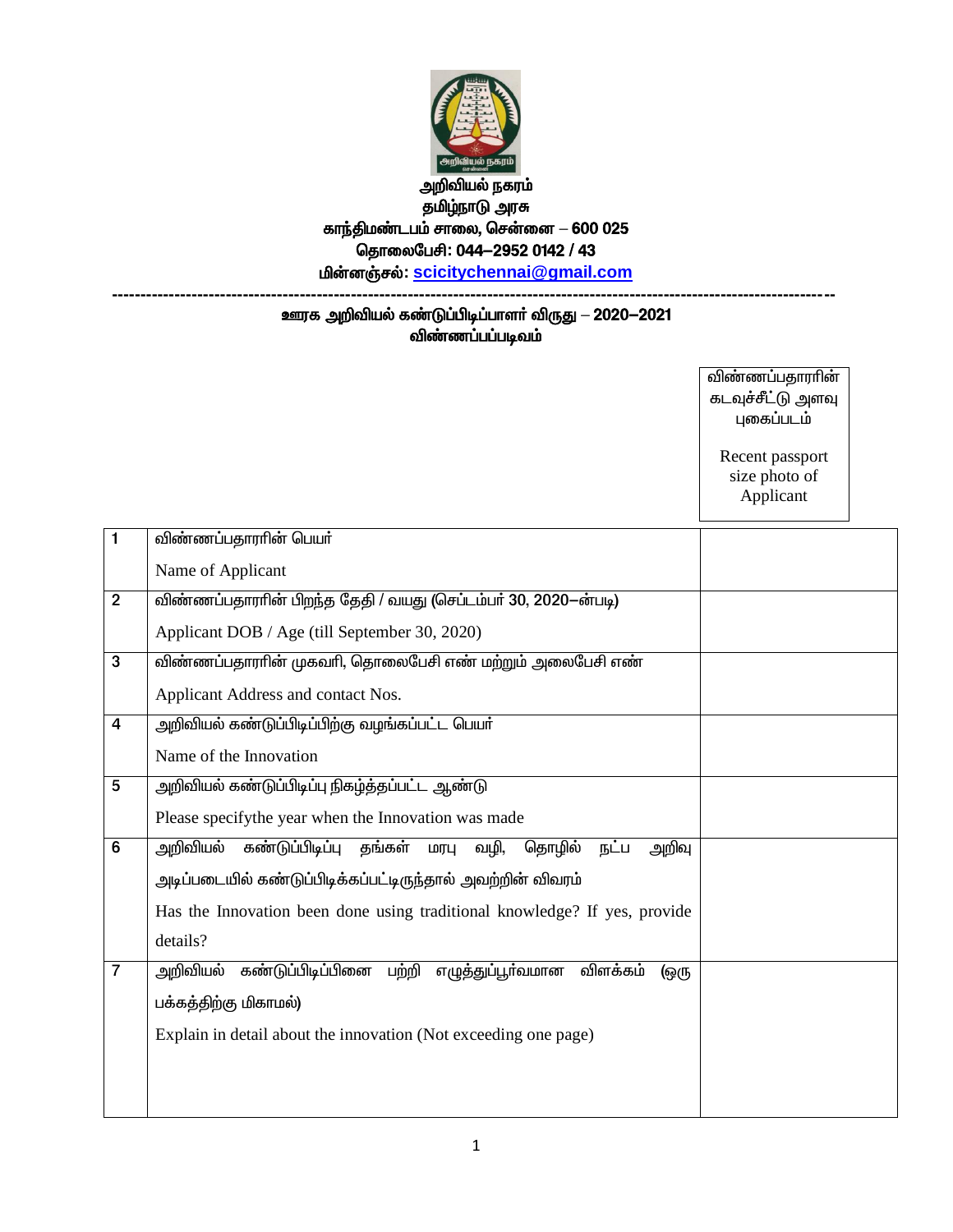**அறிவியல் நகரம்**
**தமிழ்நாடு அரசு**
**காந்திமண்டபம் சாலை, சென்னை – 600 025**
**தொலைபேசி: 044–2952 0142 / 43**
**மின்னஞ்சல்: scicitychennai@gmail.com**

---

## ஊரக அறிவியல் கண்டுப்பிடிப்பாளர் விருது – 2020–2021
## விண்ணப்பப்படிவம்

விண்ணப்பதாரரின் கடவுச்சீட்டு அளவு புகைப்படம்

Recent passport size photo of Applicant

| | | |
|---|---|---|
| 1 | விண்ணப்பதாரரின் பெயர்<br>Name of Applicant | |
| 2 | விண்ணப்பதாரரின் பிறந்த தேதி / வயது (செப்டம்பர் 30, 2020–ன்படி)<br>Applicant DOB / Age (till September 30, 2020) | |
| 3 | விண்ணப்பதாரரின் முகவரி, தொலைபேசி எண் மற்றும் அலைபேசி எண்<br>Applicant Address and contact Nos. | |
| 4 | அறிவியல் கண்டுப்பிடிப்பிற்கு வழங்கப்பட்ட பெயர்<br>Name of the Innovation | |
| 5 | அறிவியல் கண்டுப்பிடிப்பு நிகழ்த்தப்பட்ட ஆண்டு<br>Please specifythe year when the Innovation was made | |
| 6 | அறிவியல் கண்டுப்பிடிப்பு தங்கள் மரபு வழி, தொழில் நட்ப அறிவு அடிப்படையில் கண்டுப்பிடிக்கப்பட்டிருந்தால் அவற்றின் விவரம்<br>Has the Innovation been done using traditional knowledge? If yes, provide details? | |
| 7 | அறிவியல் கண்டுப்பிடிப்பினை பற்றி எழுத்துப்பூர்வமான விளக்கம் (ஒரு பக்கத்திற்கு மிகாமல்)<br>Explain in detail about the innovation (Not exceeding one page) | |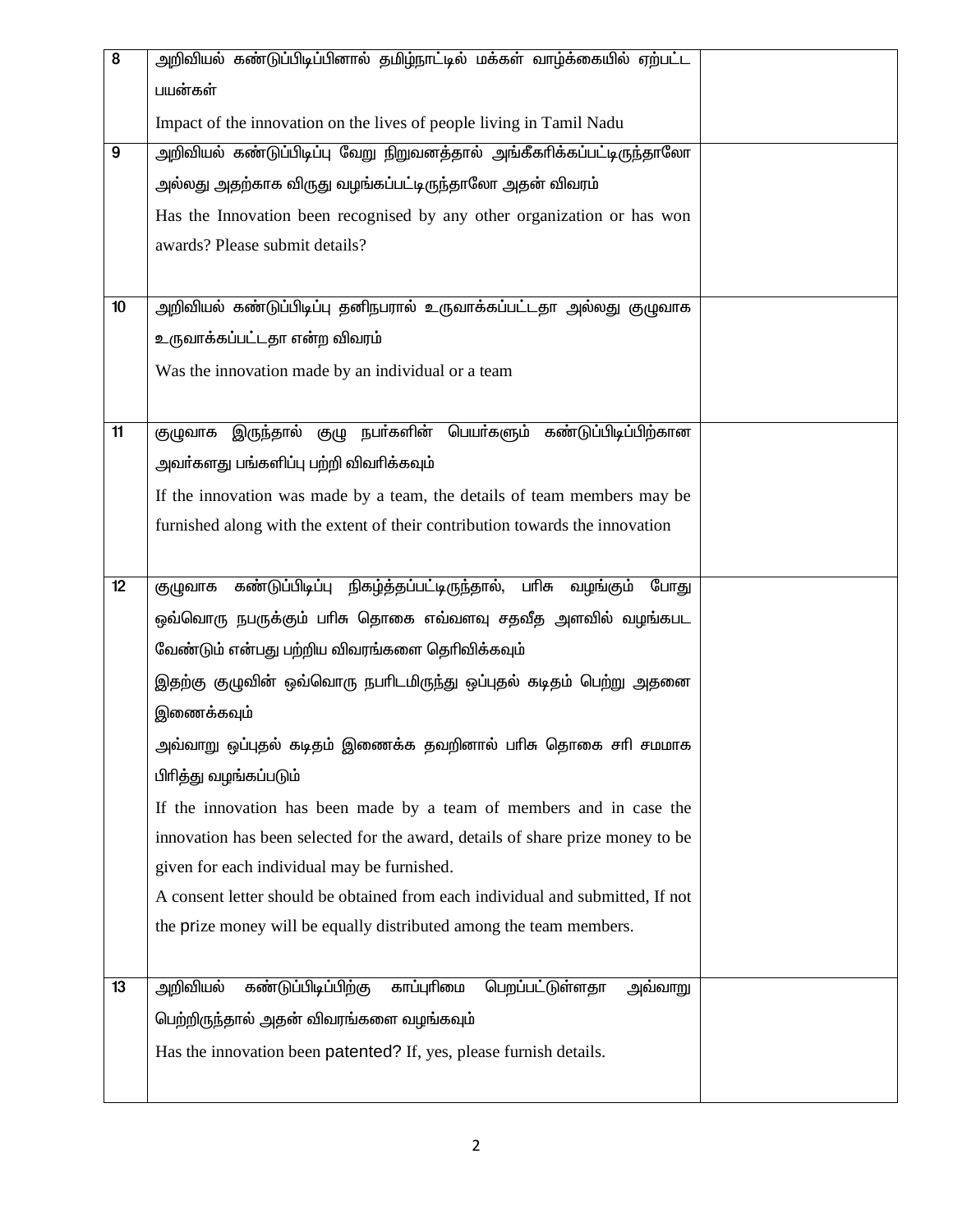| | | |
|---|---|---|
| 8 | அறிவியல் கண்டுப்பிடிப்பினால் தமிழ்நாட்டில் மக்கள் வாழ்க்கையில் ஏற்பட்ட பயன்கள்<br>Impact of the innovation on the lives of people living in Tamil Nadu | |
| 9 | அறிவியல் கண்டுப்பிடிப்பு வேறு நிறுவனத்தால் அங்கீகரிக்கப்பட்டிருந்தாலோ அல்லது அதற்காக விருது வழங்கப்பட்டிருந்தாலோ அதன் விவரம்<br>Has the Innovation been recognised by any other organization or has won awards? Please submit details? | |
| 10 | அறிவியல் கண்டுப்பிடிப்பு தனிநபரால் உருவாக்கப்பட்டதா அல்லது குழுவாக உருவாக்கப்பட்டதா என்ற விவரம்<br>Was the innovation made by an individual or a team | |
| 11 | குழுவாக இருந்தால் குழு நபர்களின் பெயர்களும் கண்டுப்பிடிப்பிற்கான அவர்களது பங்களிப்பு பற்றி விவரிக்கவும்<br>If the innovation was made by a team, the details of team members may be furnished along with the extent of their contribution towards the innovation | |
| 12 | குழுவாக கண்டுப்பிடிப்பு நிகழ்த்தப்பட்டிருந்தால், பரிசு வழங்கும் போது ஒவ்வொரு நபருக்கும் பரிசு தொகை எவ்வளவு சதவீத அளவில் வழங்கபட வேண்டும் என்பது பற்றிய விவரங்களை தெரிவிக்கவும்<br>இதற்கு குழுவின் ஒவ்வொரு நபரிடமிருந்து ஒப்புதல் கடிதம் பெற்று அதனை இணைக்கவும்<br>அவ்வாறு ஒப்புதல் கடிதம் இணைக்க தவறினால் பரிசு தொகை சரி சமமாக பிரித்து வழங்கப்படும்<br>If the innovation has been made by a team of members and in case the innovation has been selected for the award, details of share prize money to be given for each individual may be furnished.<br>A consent letter should be obtained from each individual and submitted, If not the prize money will be equally distributed among the team members. | |
| 13 | அறிவியல் கண்டுப்பிடிப்பிற்கு காப்புரிமை பெறப்பட்டுள்ளதா அவ்வாறு பெற்றிருந்தால் அதன் விவரங்களை வழங்கவும்<br>Has the innovation been patented? If, yes, please furnish details. | |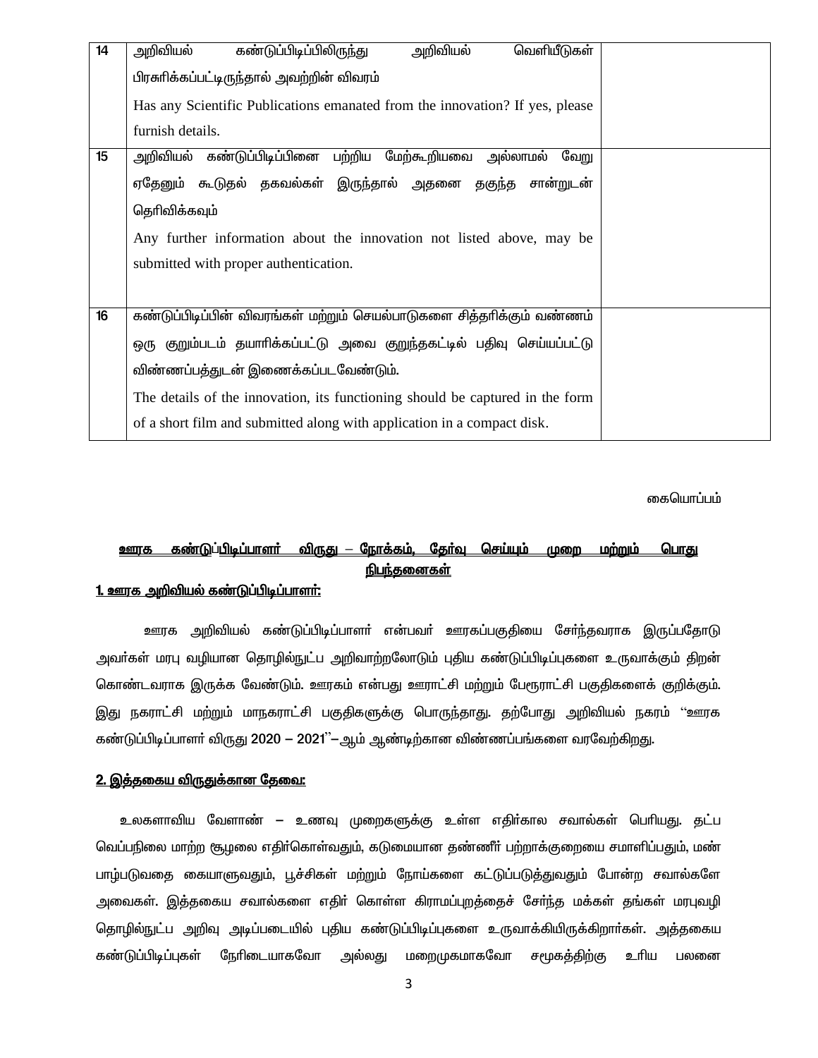| 14 | அறிவியல் கண்டுப்பிடிப்பிலிருந்து அறிவியல் வெளியீடுகள் பிரசுரிக்கப்பட்டிருந்தால் அவற்றின் விவரம்<br>Has any Scientific Publications emanated from the innovation? If yes, please furnish details. | |
|---|---|---|
| 15 | அறிவியல் கண்டுப்பிடிப்பினை பற்றிய மேற்கூறியவை அல்லாமல் வேறு ஏதேனும் கூடுதல் தகவல்கள் இருந்தால் அதனை தகுந்த சான்றுடன் தெரிவிக்கவும்<br>Any further information about the innovation not listed above, may be submitted with proper authentication. | |
| 16 | கண்டுப்பிடிப்பின் விவரங்கள் மற்றும் செயல்பாடுகளை சித்தரிக்கும் வண்ணம் ஒரு குறும்படம் தயாரிக்கப்பட்டு அவை குறுந்தகட்டில் பதிவு செய்யப்பட்டு விண்ணப்பத்துடன் இணைக்கப்படவேண்டும்.<br>The details of the innovation, its functioning should be captured in the form of a short film and submitted along with application in a compact disk. | |

கையொப்பம்

## ஊரக கண்டுப்பிடிப்பாளர் விருது – நோக்கம், தேர்வு செய்யும் முறை மற்றும் பொது நிபந்தனைகள்

### 1. ஊரக அறிவியல் கண்டுப்பிடிப்பாளர்:

ஊரக அறிவியல் கண்டுப்பிடிப்பாளர் என்பவர் ஊரகப்பகுதியை சேர்ந்தவராக இருப்பதோடு அவர்கள் மரபு வழியான தொழில்நுட்ப அறிவாற்றலோடும் புதிய கண்டுப்பிடிப்புகளை உருவாக்கும் திறன் கொண்டவராக இருக்க வேண்டும். ஊரகம் என்பது ஊராட்சி மற்றும் பேரூராட்சி பகுதிகளைக் குறிக்கும். இது நகராட்சி மற்றும் மாநகராட்சி பகுதிகளுக்கு பொருந்தாது. தற்போது அறிவியல் நகரம் ''ஊரக கண்டுப்பிடிப்பாளர் விருது 2020 – 2021''–ஆம் ஆண்டிற்கான விண்ணப்பங்களை வரவேற்கிறது.

### 2. இத்தகைய விருதுக்கான தேவை:

உலகளாவிய வேளாண் – உணவு முறைகளுக்கு உள்ள எதிர்கால சவால்கள் பெரியது. தட்ப வெப்பநிலை மாற்ற சூழலை எதிர்கொள்வதும், கடுமையான தண்ணீர் பற்றாக்குறையை சமாளிப்பதும், மண் பாழ்படுவதை கையாளுவதும், பூச்சிகள் மற்றும் நோய்களை கட்டுப்படுத்துவதும் போன்ற சவால்களே அவைகள். இத்தகைய சவால்களை எதிர் கொள்ள கிராமப்புறத்தைச் சேர்ந்த மக்கள் தங்கள் மரபுவழி தொழில்நுட்ப அறிவு அடிப்படையில் புதிய கண்டுப்பிடிப்புகளை உருவாக்கியிருக்கிறார்கள். அத்தகைய கண்டுப்பிடிப்புகள் நேரிடையாகவோ அல்லது மறைமுகமாகவோ சமூகத்திற்கு உரிய பலனை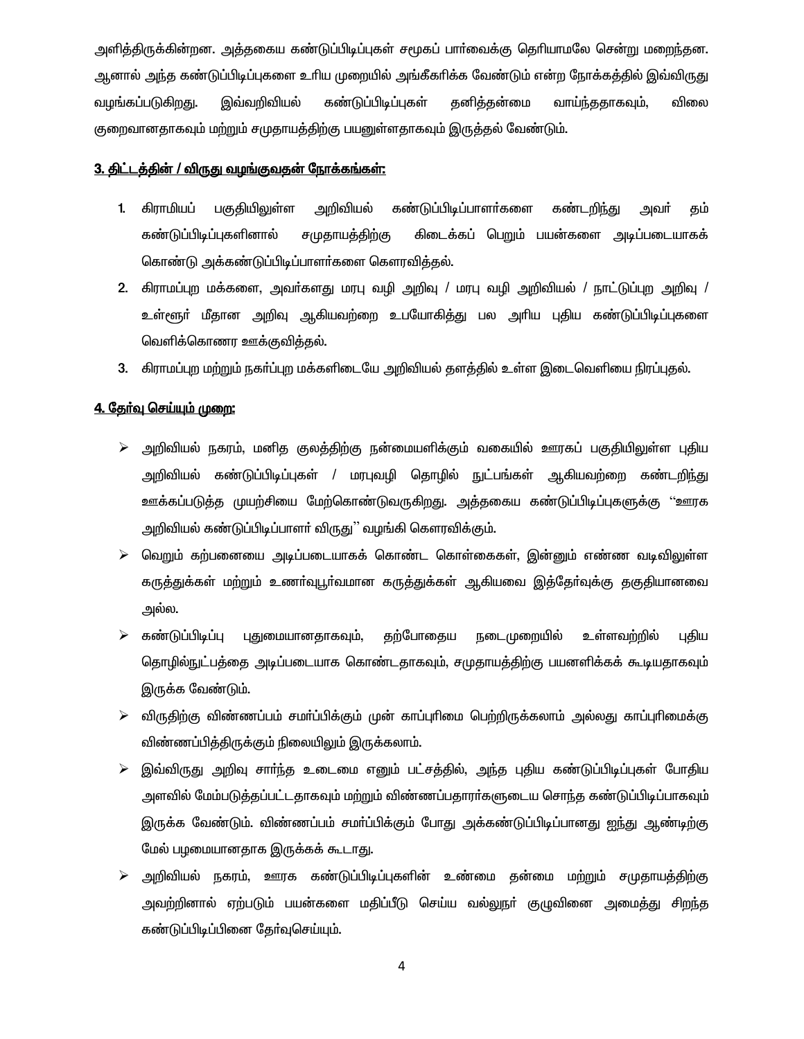அளித்திருக்கின்றன. அத்தகைய கண்டுப்பிடிப்புகள் சமூகப் பார்வைக்கு தெரியாமலே சென்று மறைந்தன. ஆனால் அந்த கண்டுப்பிடிப்புகளை உரிய முறையில் அங்கீகரிக்க வேண்டும் என்ற நோக்கத்தில் இவ்விருது வழங்கப்படுகிறது. இவ்வறிவியல் கண்டுப்பிடிப்புகள் தனித்தன்மை வாய்ந்ததாகவும், விலை குறைவானதாகவும் மற்றும் சமுதாயத்திற்கு பயனுள்ளதாகவும் இருத்தல் வேண்டும்.

## <u>3. திட்டத்தின் / விருது வழங்குவதன் நோக்கங்கள்:</u>

1. கிராமியப் பகுதியிலுள்ள அறிவியல் கண்டுப்பிடிப்பாளர்களை கண்டறிந்து அவர் தம் கண்டுப்பிடிப்புகளினால் சமுதாயத்திற்கு கிடைக்கப் பெறும் பயன்களை அடிப்படையாகக் கொண்டு அக்கண்டுப்பிடிப்பாளர்களை கௌரவித்தல்.
2. கிராமப்புற மக்களை, அவர்களது மரபு வழி அறிவு / மரபு வழி அறிவியல் / நாட்டுப்புற அறிவு / உள்ளூர் மீதான அறிவு ஆகியவற்றை உபயோகித்து பல அரிய புதிய கண்டுப்பிடிப்புகளை வெளிக்கொணர ஊக்குவித்தல்.
3. கிராமப்புற மற்றும் நகர்ப்புற மக்களிடையே அறிவியல் தளத்தில் உள்ள இடைவெளியை நிரப்புதல்.

## <u>4. தேர்வு செய்யும் முறை:</u>

- அறிவியல் நகரம், மனித குலத்திற்கு நன்மையளிக்கும் வகையில் ஊரகப் பகுதியிலுள்ள புதிய அறிவியல் கண்டுப்பிடிப்புகள் / மரபுவழி தொழில் நுட்பங்கள் ஆகியவற்றை கண்டறிந்து ஊக்கப்படுத்த முயற்சியை மேற்கொண்டுவருகிறது. அத்தகைய கண்டுப்பிடிப்புகளுக்கு ''ஊரக அறிவியல் கண்டுப்பிடிப்பாளர் விருது'' வழங்கி கௌரவிக்கும்.
- வெறும் கற்பனையை அடிப்படையாகக் கொண்ட கொள்கைகள், இன்னும் எண்ண வடிவிலுள்ள கருத்துக்கள் மற்றும் உணர்வுபூர்வமான கருத்துக்கள் ஆகியவை இத்தேர்வுக்கு தகுதியானவை அல்ல.
- கண்டுப்பிடிப்பு புதுமையானதாகவும், தற்போதைய நடைமுறையில் உள்ளவற்றில் புதிய தொழில்நுட்பத்தை அடிப்படையாக கொண்டதாகவும், சமுதாயத்திற்கு பயனளிக்கக் கூடியதாகவும் இருக்க வேண்டும்.
- விருதிற்கு விண்ணப்பம் சமர்ப்பிக்கும் முன் காப்புரிமை பெற்றிருக்கலாம் அல்லது காப்புரிமைக்கு விண்ணப்பித்திருக்கும் நிலையிலும் இருக்கலாம்.
- இவ்விருது அறிவு சார்ந்த உடைமை எனும் பட்சத்தில், அந்த புதிய கண்டுப்பிடிப்புகள் போதிய அளவில் மேம்படுத்தப்பட்டதாகவும் மற்றும் விண்ணப்பதாரர்களுடைய சொந்த கண்டுப்பிடிப்பாகவும் இருக்க வேண்டும். விண்ணப்பம் சமர்ப்பிக்கும் போது அக்கண்டுப்பிடிப்பானது ஐந்து ஆண்டிற்கு மேல் பழமையானதாக இருக்கக் கூடாது.
- அறிவியல் நகரம், ஊரக கண்டுப்பிடிப்புகளின் உண்மை தன்மை மற்றும் சமுதாயத்திற்கு அவற்றினால் ஏற்படும் பயன்களை மதிப்பீடு செய்ய வல்லுநர் குழுவினை அமைத்து சிறந்த கண்டுப்பிடிப்பினை தேர்வுசெய்யும்.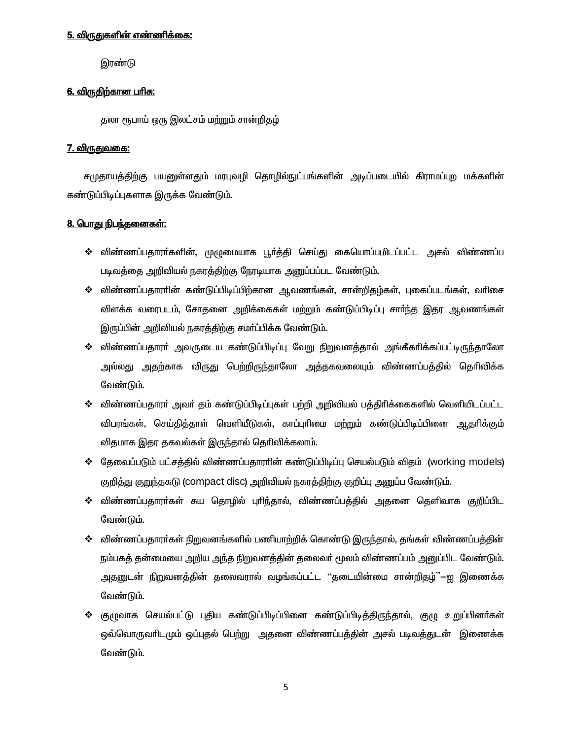**<u>5. விருதுகளின் எண்ணிக்கை:</u>**

இரண்டு

**<u>6. விருதிற்கான பரிசு:</u>**

தலா ரூபாய் ஒரு இலட்சம் மற்றும் சான்றிதழ்

**<u>7. விருதுவகை:</u>**

சமுதாயத்திற்கு பயனுள்ளதும் மரபுவழி தொழில்நுட்பங்களின் அடிப்படையில் கிராமப்புற மக்களின் கண்டுப்பிடிப்புகளாக இருக்க வேண்டும்.

**<u>8. பொது நிபந்தனைகள்:</u>**

- விண்ணப்பதாரர்களின், முழுமையாக பூர்த்தி செய்து கையொப்பமிடப்பட்ட அசல் விண்ணப்ப படிவத்தை அறிவியல் நகரத்திற்கு நேரடியாக அனுப்பப்பட வேண்டும்.
- விண்ணப்பதாரரின் கண்டுப்பிடிப்பிற்கான ஆவணங்கள், சான்றிதழ்கள், புகைப்படங்கள், வரிசை விளக்க வரைபடம், சோதனை அறிக்கைகள் மற்றும் கண்டுப்பிடிப்பு சார்ந்த இதர ஆவணங்கள் இருப்பின் அறிவியல் நகரத்திற்கு சமர்ப்பிக்க வேண்டும்.
- விண்ணப்பதாரர் அவருடைய கண்டுப்பிடிப்பு வேறு நிறுவனத்தால் அங்கீகரிக்கப்பட்டிருந்தாலோ அல்லது அதற்காக விருது பெற்றிருந்தாலோ அத்தகவலையும் விண்ணப்பத்தில் தெரிவிக்க வேண்டும்.
- விண்ணப்பதாரர் அவர் தம் கண்டுப்பிடிப்புகள் பற்றி அறிவியல் பத்திரிக்கைகளில் வெளியிடப்பட்ட விபரங்கள், செய்தித்தாள் வெளியீடுகள், காப்புரிமை மற்றும் கண்டுப்பிடிப்பினை ஆதரிக்கும் விதமாக இதர தகவல்கள் இருந்தால் தெரிவிக்கலாம்.
- தேவைப்படும் பட்சத்தில் விண்ணப்பதாரரின் கண்டுப்பிடிப்பு செயல்படும் விதம் (working models) குறித்து குறுந்தகடு (compact disc) அறிவியல் நகரத்திற்கு குறிப்பு அனுப்ப வேண்டும்.
- விண்ணப்பதாரர்கள் சுய தொழில் புரிந்தால், விண்ணப்பத்தில் அதனை தெளிவாக குறிப்பிட வேண்டும்.
- விண்ணப்பதாரர்கள் நிறுவனங்களில் பணியாற்றிக் கொண்டு இருந்தால், தங்கள் விண்ணப்பத்தின் நம்பகத் தன்மையை அறிய அந்த நிறுவனத்தின் தலைவர் மூலம் விண்ணப்பம் அனுப்பிட வேண்டும். அதனுடன் நிறுவனத்தின் தலைவரால் வழங்கப்பட்ட ''தடையின்மை சான்றிதழ்''–ஐ இணைக்க வேண்டும்.
- குழுவாக செயல்பட்டு புதிய கண்டுப்பிடிப்பினை கண்டுப்பிடித்திருந்தால், குழு உறுப்பினர்கள் ஒவ்வொருவரிடமும் ஒப்புதல் பெற்று அதனை விண்ணப்பத்தின் அசல் படிவத்துடன் இணைக்க வேண்டும்.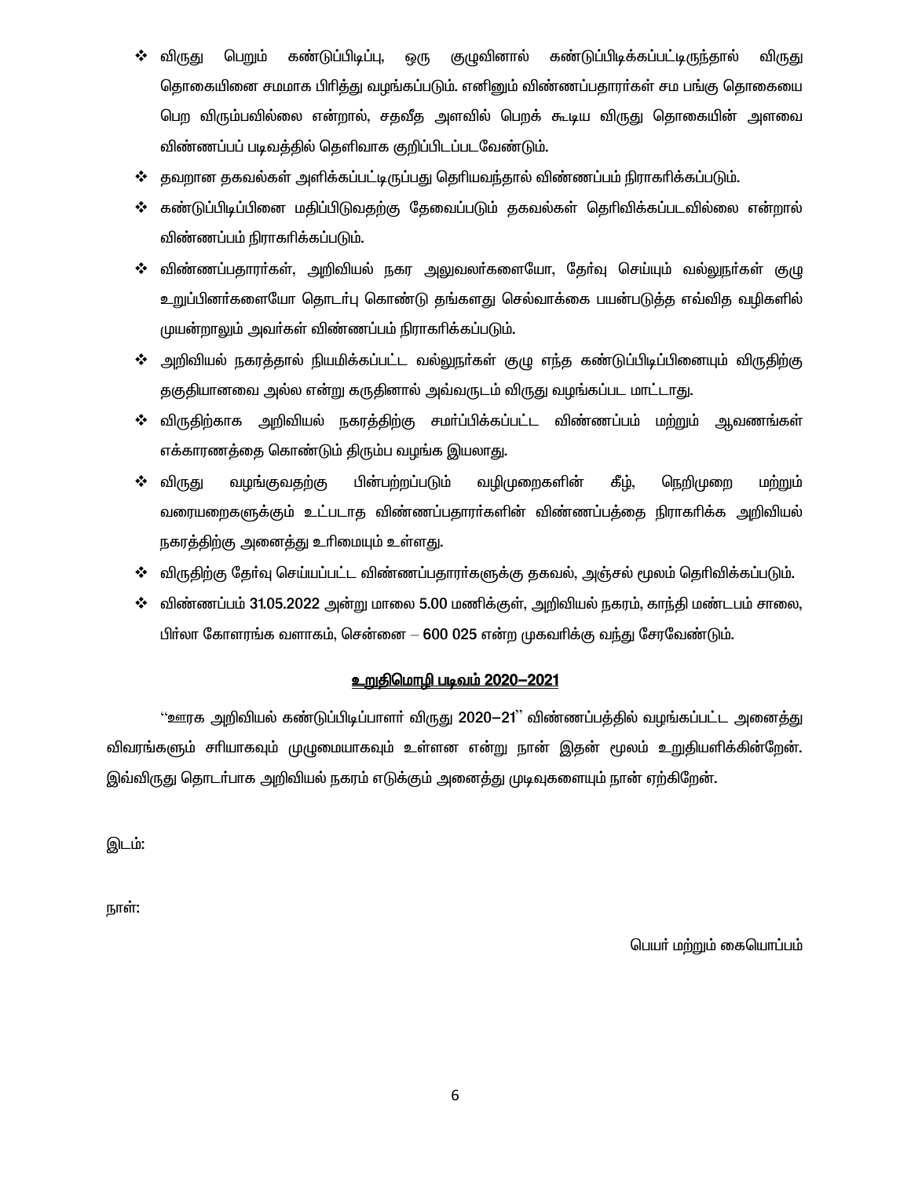- விருது பெறும் கண்டுப்பிடிப்பு, ஒரு குழுவினால் கண்டுப்பிடிக்கப்பட்டிருந்தால் விருது தொகையினை சமமாக பிரித்து வழங்கப்படும். எனினும் விண்ணப்பதாரர்கள் சம பங்கு தொகையை பெற விரும்பவில்லை என்றால், சதவீத அளவில் பெறக் கூடிய விருது தொகையின் அளவை விண்ணப்ப் படிவத்தில் தெளிவாக குறிப்பிடப்படவேண்டும்.
- தவறான தகவல்கள் அளிக்கப்பட்டிருப்பது தெரியவந்தால் விண்ணப்பம் நிராகரிக்கப்படும்.
- கண்டுப்பிடிப்பினை மதிப்பிடுவதற்கு தேவைப்படும் தகவல்கள் தெரிவிக்கப்படவில்லை என்றால் விண்ணப்பம் நிராகரிக்கப்படும்.
- விண்ணப்பதாரர்கள், அறிவியல் நகர அலுவலர்களையோ, தேர்வு செய்யும் வல்லுநர்கள் குழு உறுப்பினர்களையோ தொடர்பு கொண்டு தங்களது செல்வாக்கை பயன்படுத்த எவ்வித வழிகளில் முயன்றாலும் அவர்கள் விண்ணப்பம் நிராகரிக்கப்படும்.
- அறிவியல் நகரத்தால் நியமிக்கப்பட்ட வல்லுநர்கள் குழு எந்த கண்டுப்பிடிப்பினையும் விருதிற்கு தகுதியானவை அல்ல என்று கருதினால் அவ்வருடம் விருது வழங்கப்பட மாட்டாது.
- விருதிற்காக அறிவியல் நகரத்திற்கு சமர்ப்பிக்கப்பட்ட விண்ணப்பம் மற்றும் ஆவணங்கள் எக்காரணத்தை கொண்டும் திரும்ப வழங்க இயலாது.
- விருது வழங்குவதற்கு பின்பற்றப்படும் வழிமுறைகளின் கீழ், நெறிமுறை மற்றும் வரையறைகளுக்கும் உட்படாத விண்ணப்பதாரர்களின் விண்ணப்பத்தை நிராகரிக்க அறிவியல் நகரத்திற்கு அனைத்து உரிமையும் உள்ளது.
- விருதிற்கு தேர்வு செய்யப்பட்ட விண்ணப்பதாரர்களுக்கு தகவல், அஞ்சல் மூலம் தெரிவிக்கப்படும்.
- விண்ணப்பம் 31.05.2022 அன்று மாலை 5.00 மணிக்குள், அறிவியல் நகரம், காந்தி மண்டபம் சாலை, பிர்லா கோளரங்க வளாகம், சென்னை – 600 025 என்ற முகவரிக்கு வந்து சேரவேண்டும்.

## <u>உறுதிமொழி படிவம் 2020–2021</u>

''ஊரக அறிவியல் கண்டுப்பிடிப்பாளர் விருது 2020–21'' விண்ணப்பத்தில் வழங்கப்பட்ட அனைத்து விவரங்களும் சரியாகவும் முழுமையாகவும் உள்ளன என்று நான் இதன் மூலம் உறுதியளிக்கின்றேன். இவ்விருது தொடர்பாக அறிவியல் நகரம் எடுக்கும் அனைத்து முடிவுகளையும் நான் ஏற்கிறேன்.

இடம்:

நாள்:

பெயர் மற்றும் கையொப்பம்